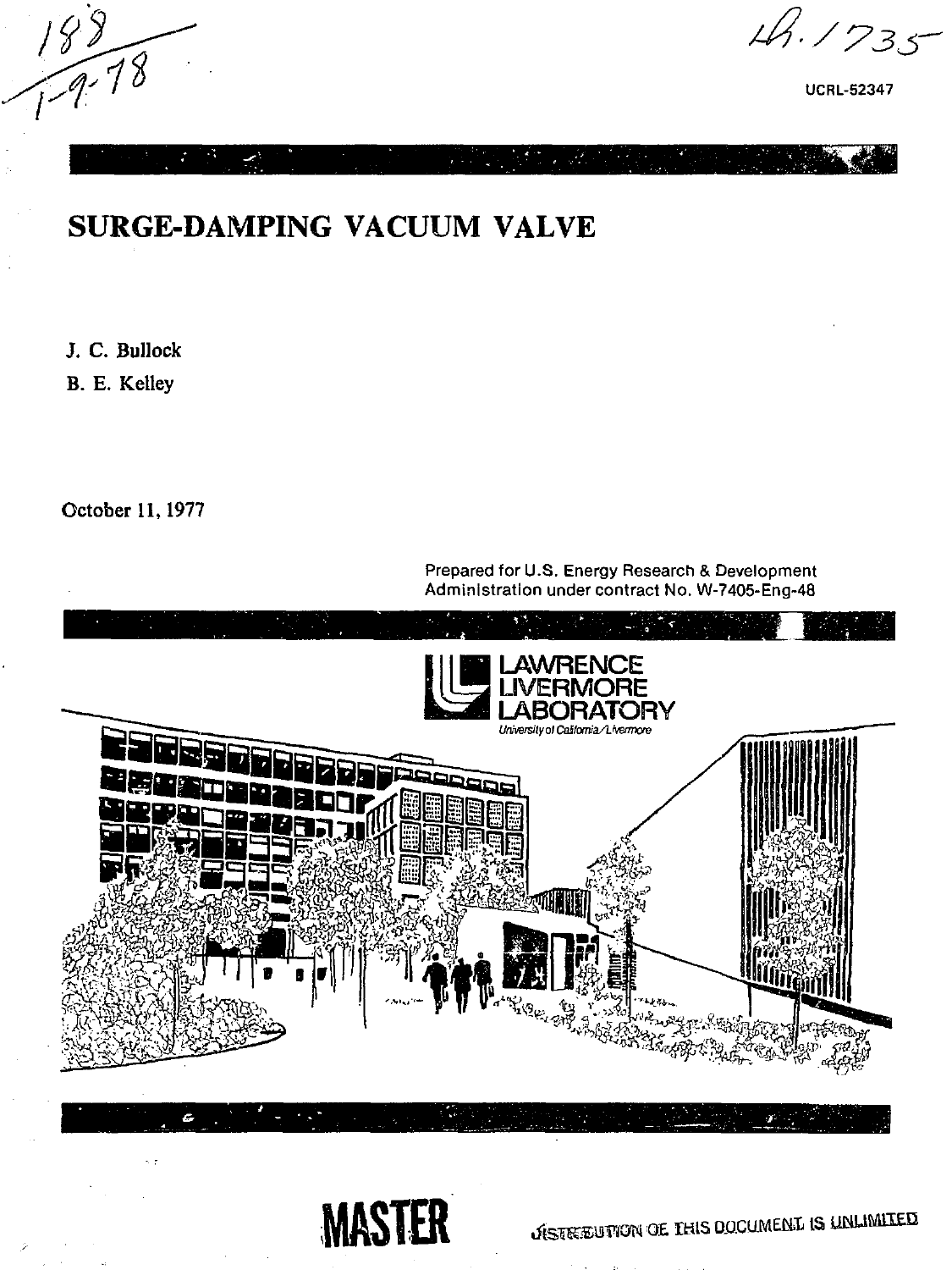188
1-9-78

Lh. 1735

UCRL-52347

# SURGE-DAMPING VACUUM VALVE

J. C. Bullock

B. E. Kelley

October 11, 1977

Prepared for U.S. Energy Research & Development Administration under contract No. W-7405-Eng-48

LAWRENCE LIVERMORE LABORATORY

*University of California/Livermore*

**MASTER**

DISTRIBUTION OF THIS DOCUMENT IS UNLIMITED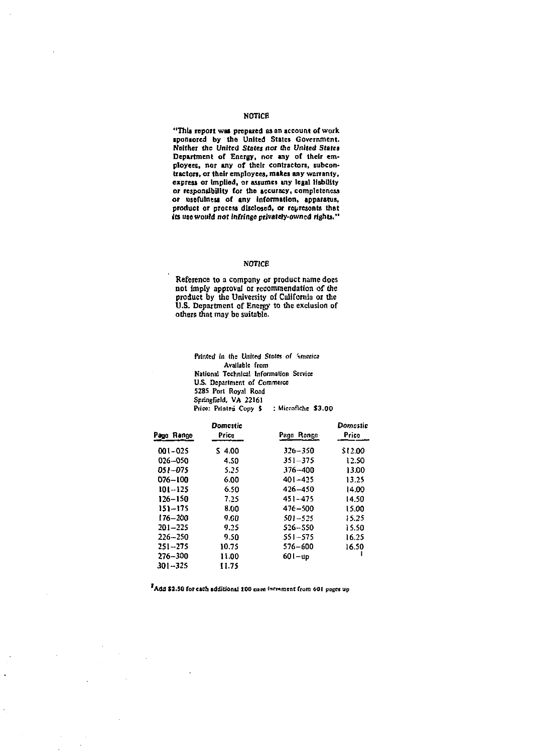## NOTICE

"This report was prepared as an account of work sponsored by the United States Government. Neither the United States nor the United States Department of Energy, nor any of their employees, nor any of their contractors, subcontractors, or their employees, makes any warranty, express or implied, or assumes any legal liability or responsibility for the accuracy, completeness or usefulness of any information, apparatus, product or process disclosed, or represents that its use would not infringe privately-owned rights."

## *NOTICE*

Reference to a company or product name does not imply approval or recommendation of the product by the University of California or the U.S. Department of Energy to the exclusion of others that may be suitable.

*Printed in the United States of America*
Available from
National Technical Information Service
U.S. Department of Commerce
5285 Port Royal Road
Springfield, VA 22161
Price: Printed Copy $ ; Microfiche $3.00

| Page Range | Domestic Price | Page Range | Domestic Price |
|---|---|---|---|
| 001–025 | $ 4.00 | 326–350 | $12.00 |
| 026–050 | 4.50 | 351–375 | 12.50 |
| 051–075 | 5.25 | 376–400 | 13.00 |
| 076–100 | 6.00 | 401–425 | 13.25 |
| 101–125 | 6.50 | 426–450 | 14.00 |
| 126–150 | 7.25 | 451–475 | 14.50 |
| 151–175 | 8.00 | 476–500 | 15.00 |
| 176–200 | 9.00 | 501–525 | 15.25 |
| 201–225 | 9.25 | 526–550 | 15.50 |
| 226–250 | 9.50 | 551–575 | 16.25 |
| 251–275 | 10.75 | 576–600 | 16.50 |
| 276–300 | 11.00 | 601–up | [1] |
| 301–325 | 11.75 | | |

[1] Add $2.50 for each additional 100 page increment from 601 pages up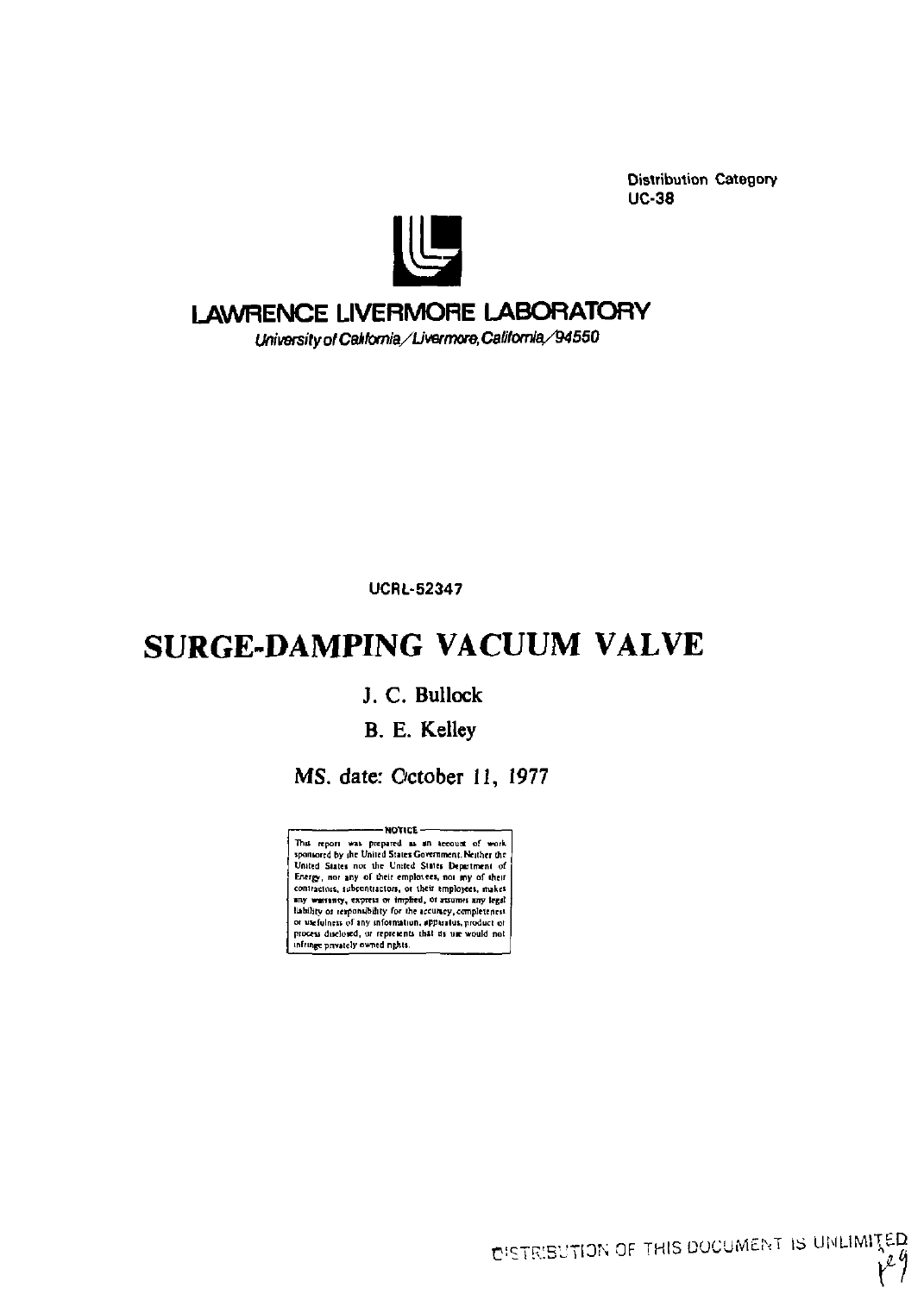Distribution Category
UC-38

# LAWRENCE LIVERMORE LABORATORY

*University of California/Livermore, California/94550*

UCRL-52347

# SURGE-DAMPING VACUUM VALVE

J. C. Bullock

B. E. Kelley

MS. date: October 11, 1977

**NOTICE**

This report was prepared as an account of work sponsored by the United States Government. Neither the United States nor the United States Department of Energy, nor any of their employees, nor any of their contractors, subcontractors, or their employees, makes any warranty, express or implied, or assumes any legal liability or responsibility for the accuracy, completeness or usefulness of any information, apparatus, product or process disclosed, or represents that its use would not infringe privately owned rights.

DISTRIBUTION OF THIS DOCUMENT IS UNLIMITED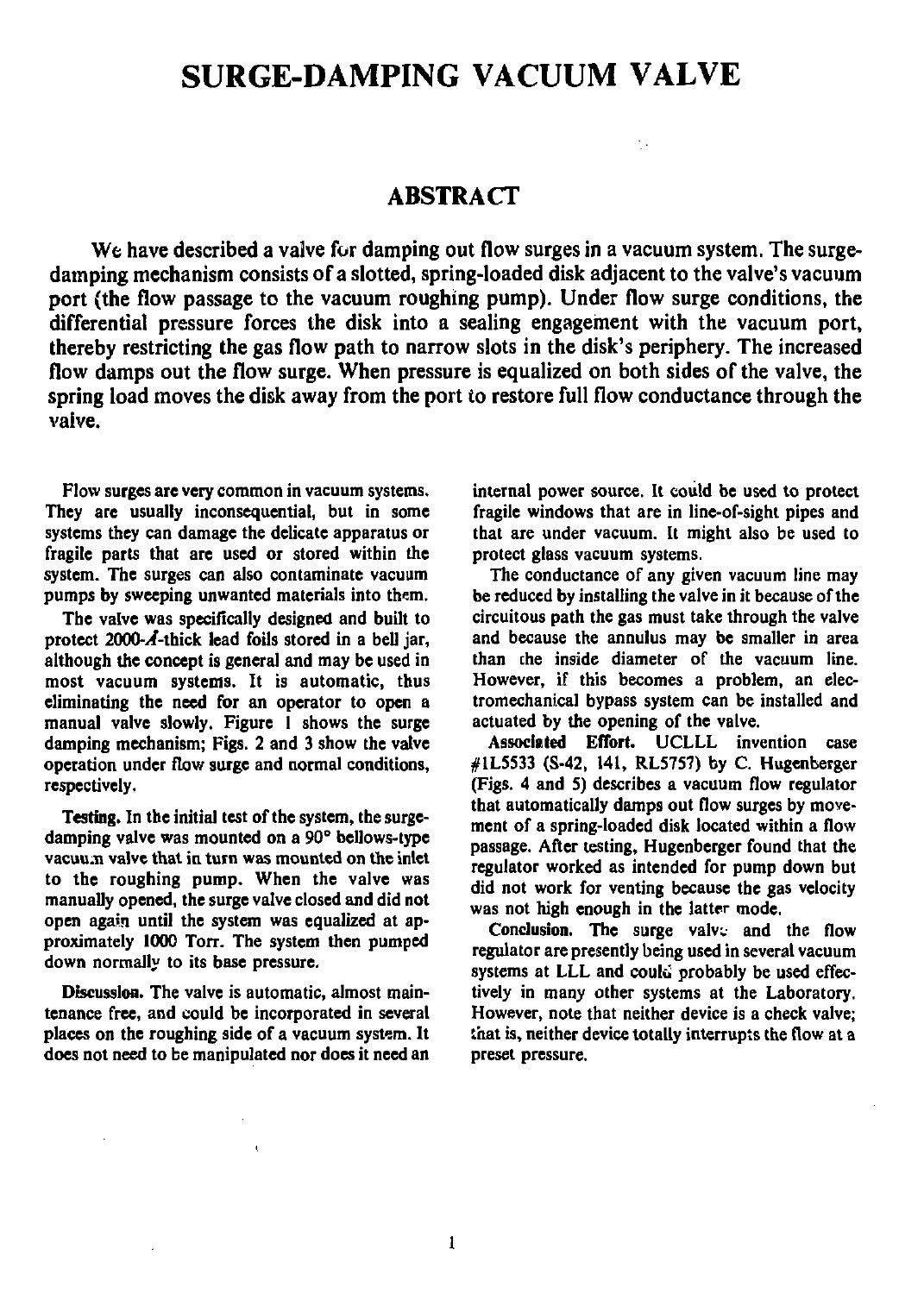# SURGE-DAMPING VACUUM VALVE

## ABSTRACT

**We have described a valve for damping out flow surges in a vacuum system. The surge-damping mechanism consists of a slotted, spring-loaded disk adjacent to the valve's vacuum port (the flow passage to the vacuum roughing pump). Under flow surge conditions, the differential pressure forces the disk into a sealing engagement with the vacuum port, thereby restricting the gas flow path to narrow slots in the disk's periphery. The increased flow damps out the flow surge. When pressure is equalized on both sides of the valve, the spring load moves the disk away from the port to restore full flow conductance through the valve.**

Flow surges are very common in vacuum systems. They are usually inconsequential, but in some systems they can damage the delicate apparatus or fragile parts that are used or stored within the system. The surges can also contaminate vacuum pumps by sweeping unwanted materials into them.

The valve was specifically designed and built to protect 2000-Å-thick lead foils stored in a bell jar, although the concept is general and may be used in most vacuum systems. It is automatic, thus eliminating the need for an operator to open a manual valve slowly. Figure 1 shows the surge damping mechanism; Figs. 2 and 3 show the valve operation under flow surge and normal conditions, respectively.

**Testing.** In the initial test of the system, the surge-damping valve was mounted on a 90° bellows-type vacuum valve that in turn was mounted on the inlet to the roughing pump. When the valve was manually opened, the surge valve closed and did not open again until the system was equalized at approximately 1000 Torr. The system then pumped down normally to its base pressure.

**Discussion.** The valve is automatic, almost maintenance free, and could be incorporated in several places on the roughing side of a vacuum system. It does not need to be manipulated nor does it need an internal power source. It could be used to protect fragile windows that are in line-of-sight pipes and that are under vacuum. It might also be used to protect glass vacuum systems.

The conductance of any given vacuum line may be reduced by installing the valve in it because of the circuitous path the gas must take through the valve and because the annulus may be smaller in area than the inside diameter of the vacuum line. However, if this becomes a problem, an electromechanical bypass system can be installed and actuated by the opening of the valve.

**Associated Effort.** UCLLL invention case #IL5533 (S-42, 141, RL5757) by C. Hugenberger (Figs. 4 and 5) describes a vacuum flow regulator that automatically damps out flow surges by movement of a spring-loaded disk located within a flow passage. After testing, Hugenberger found that the regulator worked as intended for pump down but did not work for venting because the gas velocity was not high enough in the latter mode.

**Conclusion.** The surge valve and the flow regulator are presently being used in several vacuum systems at LLL and could probably be used effectively in many other systems at the Laboratory. However, note that neither device is a check valve; that is, neither device totally interrupts the flow at a preset pressure.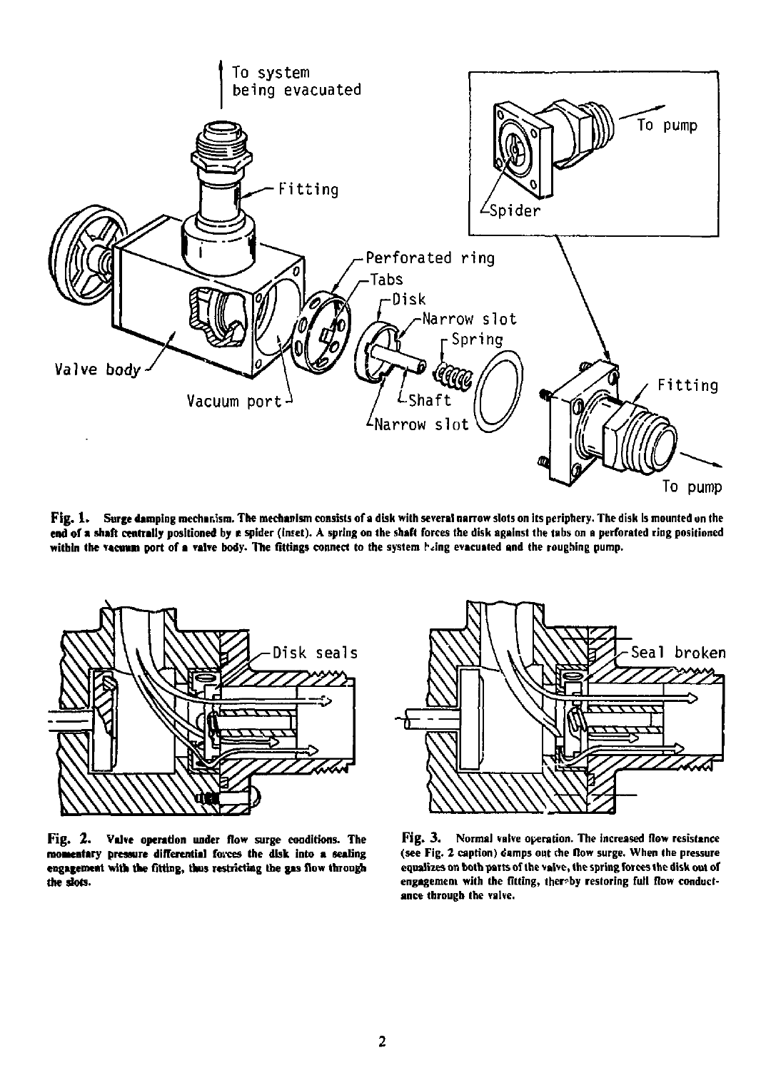**Fig. 1.** Surge damping mechanism. The mechanism consists of a disk with several narrow slots on its periphery. The disk is mounted on the end of a shaft centrally positioned by a spider (inset). A spring on the shaft forces the disk against the tabs on a perforated ring positioned within the vacuum port of a valve body. The fittings connect to the system being evacuated and the roughing pump.

**Fig. 2.** Valve operation under flow surge conditions. The momentary pressure differential forces the disk into a sealing engagement with the fitting, thus restricting the gas flow through the slots.

**Fig. 3.** Normal valve operation. The increased flow resistance (see Fig. 2 caption) damps out the flow surge. When the pressure equalizes on both parts of the valve, the spring forces the disk out of engagement with the fitting, thereby restoring full flow conductance through the valve.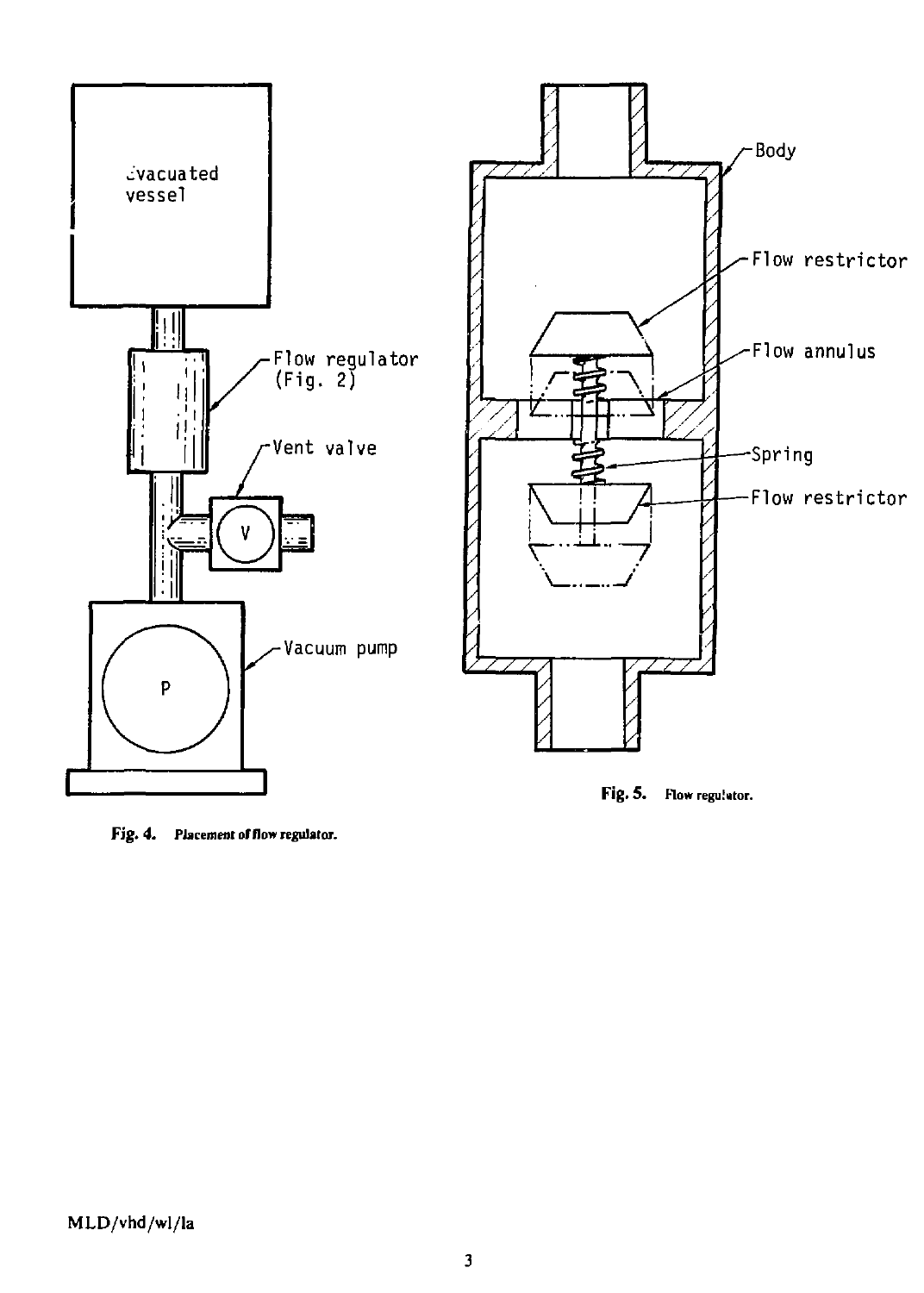Evacuated vessel

Flow regulator (Fig. 2)

Vent valve

V

Vacuum pump

P

**Fig. 4.** Placement of flow regulator.

Body

Flow restrictor

Flow annulus

Spring

Flow restrictor

**Fig. 5.** Flow regulator.

MLD/vhd/wl/la